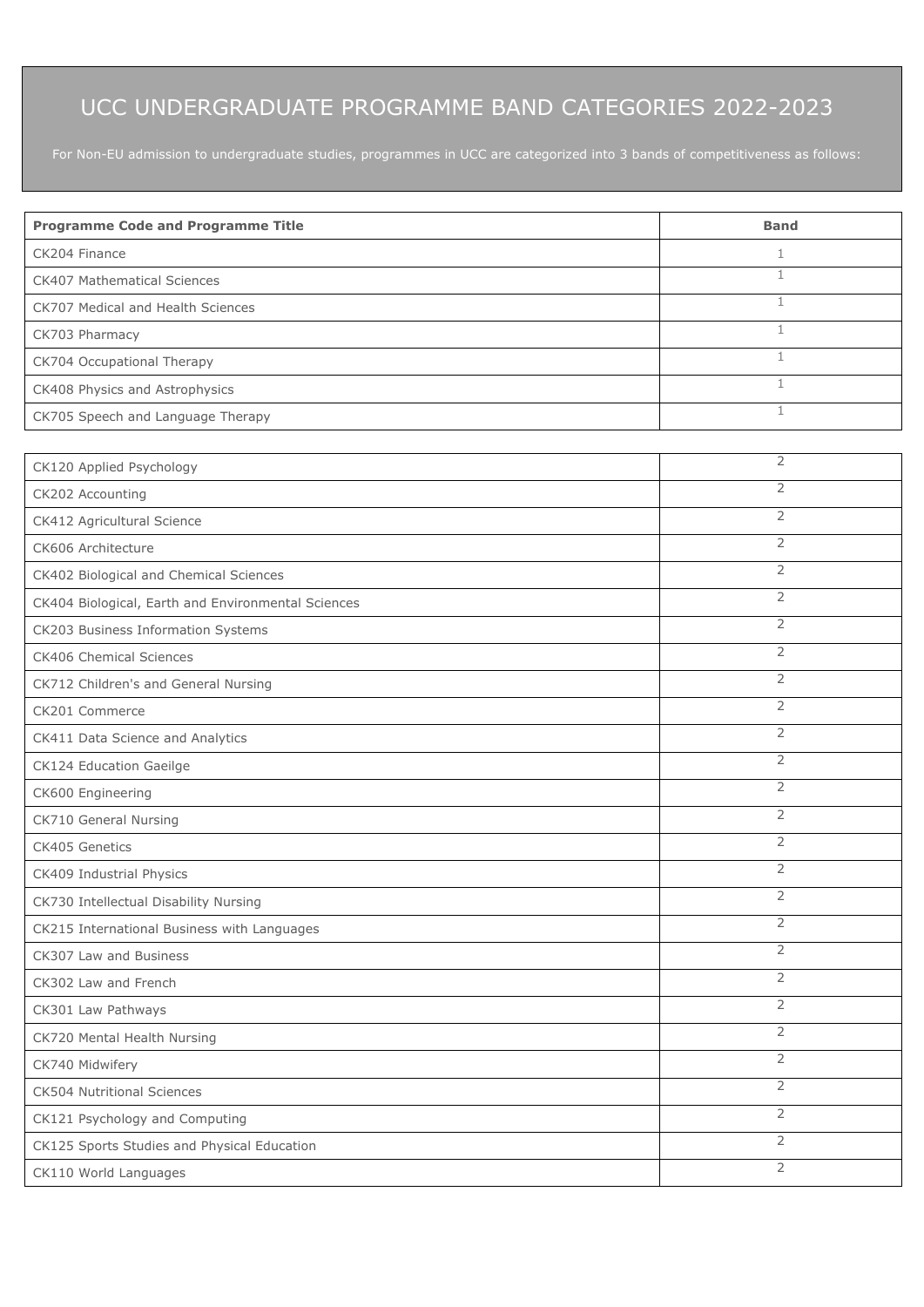# UCC UNDERGRADUATE PROGRAMME BAND CATEGORIES 2022-2023

For Non-EU admission to undergraduate studies, programmes in UCC are categorized into 3 bands of competitiveness as follows:

| Programme Code and Programme Title | Band |
|---|---|
| CK204 Finance | 1 |
| CK407 Mathematical Sciences | 1 |
| CK707 Medical and Health Sciences | 1 |
| CK703 Pharmacy | 1 |
| CK704 Occupational Therapy | 1 |
| CK408 Physics and Astrophysics | 1 |
| CK705 Speech and Language Therapy | 1 |
| CK120 Applied Psychology | 2 |
| CK202 Accounting | 2 |
| CK412 Agricultural Science | 2 |
| CK606 Architecture | 2 |
| CK402 Biological and Chemical Sciences | 2 |
| CK404 Biological, Earth and Environmental Sciences | 2 |
| CK203 Business Information Systems | 2 |
| CK406 Chemical Sciences | 2 |
| CK712 Children's and General Nursing | 2 |
| CK201 Commerce | 2 |
| CK411 Data Science and Analytics | 2 |
| CK124 Education Gaeilge | 2 |
| CK600 Engineering | 2 |
| CK710 General Nursing | 2 |
| CK405 Genetics | 2 |
| CK409 Industrial Physics | 2 |
| CK730 Intellectual Disability Nursing | 2 |
| CK215 International Business with Languages | 2 |
| CK307 Law and Business | 2 |
| CK302 Law and French | 2 |
| CK301 Law Pathways | 2 |
| CK720 Mental Health Nursing | 2 |
| CK740 Midwifery | 2 |
| CK504 Nutritional Sciences | 2 |
| CK121 Psychology and Computing | 2 |
| CK125 Sports Studies and Physical Education | 2 |
| CK110 World Languages | 2 |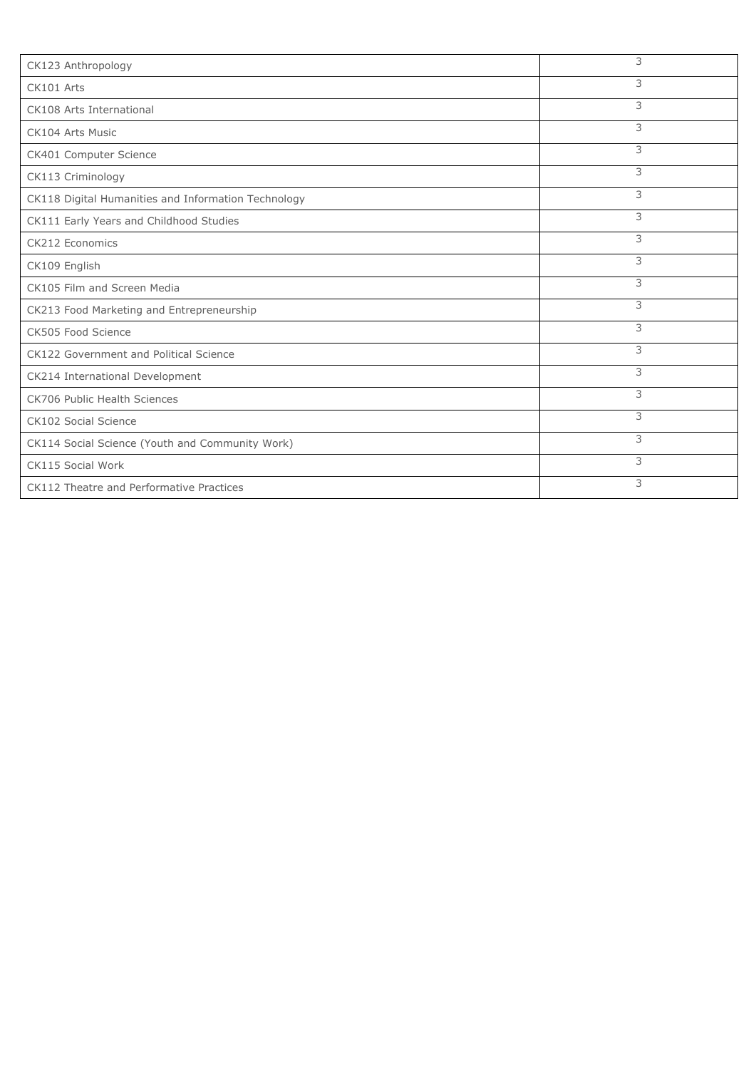| | |
|---|---|
| CK123 Anthropology | 3 |
| CK101 Arts | 3 |
| CK108 Arts International | 3 |
| CK104 Arts Music | 3 |
| CK401 Computer Science | 3 |
| CK113 Criminology | 3 |
| CK118 Digital Humanities and Information Technology | 3 |
| CK111 Early Years and Childhood Studies | 3 |
| CK212 Economics | 3 |
| CK109 English | 3 |
| CK105 Film and Screen Media | 3 |
| CK213 Food Marketing and Entrepreneurship | 3 |
| CK505 Food Science | 3 |
| CK122 Government and Political Science | 3 |
| CK214 International Development | 3 |
| CK706 Public Health Sciences | 3 |
| CK102 Social Science | 3 |
| CK114 Social Science (Youth and Community Work) | 3 |
| CK115 Social Work | 3 |
| CK112 Theatre and Performative Practices | 3 |